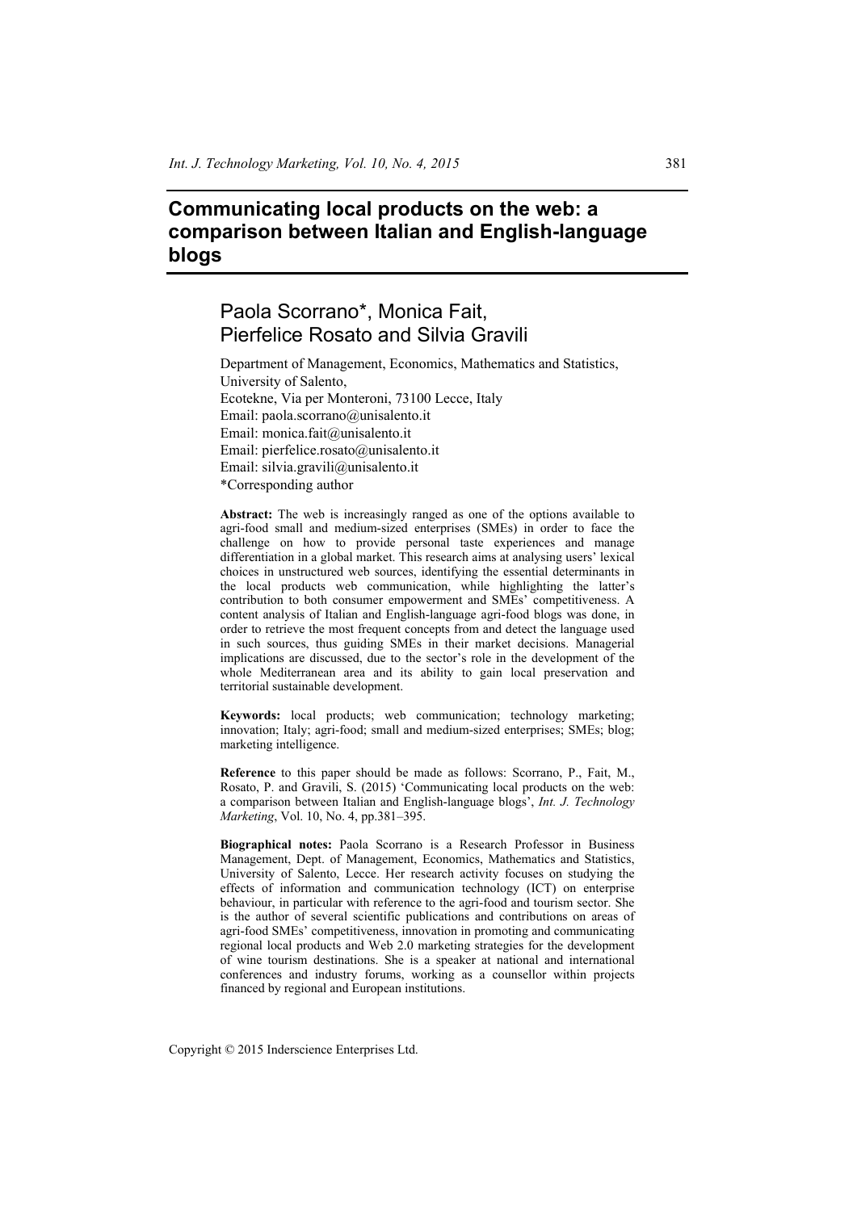# Communicating local products on the web: a comparison between Italian and English-language blogs

## Paola Scorrano*, Monica Fait, Pierfelice Rosato and Silvia Gravili

Department of Management, Economics, Mathematics and Statistics,
University of Salento,
Ecotekne, Via per Monteroni, 73100 Lecce, Italy
Email: paola.scorrano@unisalento.it
Email: monica.fait@unisalento.it
Email: pierfelice.rosato@unisalento.it
Email: silvia.gravili@unisalento.it
*Corresponding author

**Abstract:** The web is increasingly ranged as one of the options available to agri-food small and medium-sized enterprises (SMEs) in order to face the challenge on how to provide personal taste experiences and manage differentiation in a global market. This research aims at analysing users' lexical choices in unstructured web sources, identifying the essential determinants in the local products web communication, while highlighting the latter's contribution to both consumer empowerment and SMEs' competitiveness. A content analysis of Italian and English-language agri-food blogs was done, in order to retrieve the most frequent concepts from and detect the language used in such sources, thus guiding SMEs in their market decisions. Managerial implications are discussed, due to the sector's role in the development of the whole Mediterranean area and its ability to gain local preservation and territorial sustainable development.

**Keywords:** local products; web communication; technology marketing; innovation; Italy; agri-food; small and medium-sized enterprises; SMEs; blog; marketing intelligence.

**Reference** to this paper should be made as follows: Scorrano, P., Fait, M., Rosato, P. and Gravili, S. (2015) 'Communicating local products on the web: a comparison between Italian and English-language blogs', *Int. J. Technology Marketing*, Vol. 10, No. 4, pp.381–395.

**Biographical notes:** Paola Scorrano is a Research Professor in Business Management, Dept. of Management, Economics, Mathematics and Statistics, University of Salento, Lecce. Her research activity focuses on studying the effects of information and communication technology (ICT) on enterprise behaviour, in particular with reference to the agri-food and tourism sector. She is the author of several scientific publications and contributions on areas of agri-food SMEs' competitiveness, innovation in promoting and communicating regional local products and Web 2.0 marketing strategies for the development of wine tourism destinations. She is a speaker at national and international conferences and industry forums, working as a counsellor within projects financed by regional and European institutions.

Copyright © 2015 Inderscience Enterprises Ltd.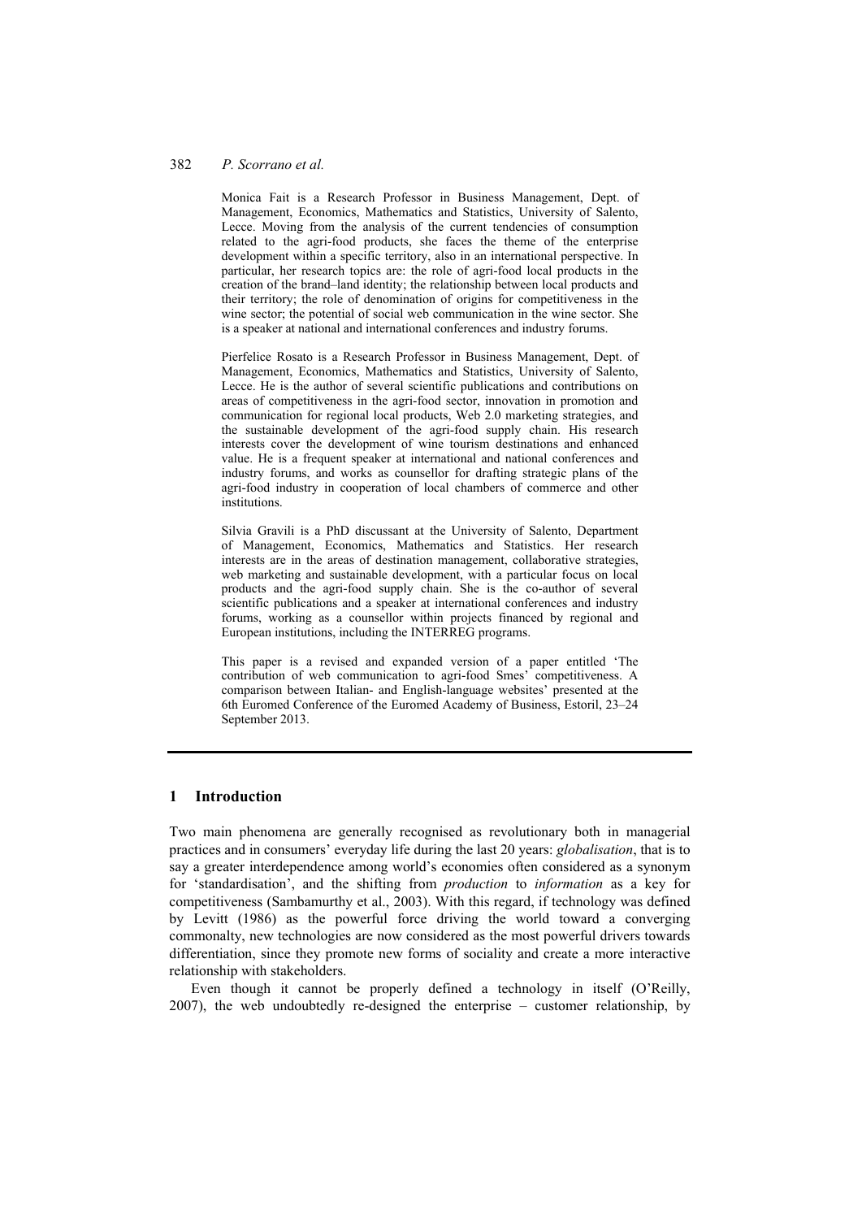Monica Fait is a Research Professor in Business Management, Dept. of Management, Economics, Mathematics and Statistics, University of Salento, Lecce. Moving from the analysis of the current tendencies of consumption related to the agri-food products, she faces the theme of the enterprise development within a specific territory, also in an international perspective. In particular, her research topics are: the role of agri-food local products in the creation of the brand–land identity; the relationship between local products and their territory; the role of denomination of origins for competitiveness in the wine sector; the potential of social web communication in the wine sector. She is a speaker at national and international conferences and industry forums.

Pierfelice Rosato is a Research Professor in Business Management, Dept. of Management, Economics, Mathematics and Statistics, University of Salento, Lecce. He is the author of several scientific publications and contributions on areas of competitiveness in the agri-food sector, innovation in promotion and communication for regional local products, Web 2.0 marketing strategies, and the sustainable development of the agri-food supply chain. His research interests cover the development of wine tourism destinations and enhanced value. He is a frequent speaker at international and national conferences and industry forums, and works as counsellor for drafting strategic plans of the agri-food industry in cooperation of local chambers of commerce and other institutions.

Silvia Gravili is a PhD discussant at the University of Salento, Department of Management, Economics, Mathematics and Statistics. Her research interests are in the areas of destination management, collaborative strategies, web marketing and sustainable development, with a particular focus on local products and the agri-food supply chain. She is the co-author of several scientific publications and a speaker at international conferences and industry forums, working as a counsellor within projects financed by regional and European institutions, including the INTERREG programs.

This paper is a revised and expanded version of a paper entitled 'The contribution of web communication to agri-food Smes' competitiveness. A comparison between Italian- and English-language websites' presented at the 6th Euromed Conference of the Euromed Academy of Business, Estoril, 23–24 September 2013.

## 1 Introduction

Two main phenomena are generally recognised as revolutionary both in managerial practices and in consumers' everyday life during the last 20 years: *globalisation*, that is to say a greater interdependence among world's economies often considered as a synonym for 'standardisation', and the shifting from *production* to *information* as a key for competitiveness (Sambamurthy et al., 2003). With this regard, if technology was defined by Levitt (1986) as the powerful force driving the world toward a converging commonalty, new technologies are now considered as the most powerful drivers towards differentiation, since they promote new forms of sociality and create a more interactive relationship with stakeholders.

Even though it cannot be properly defined a technology in itself (O'Reilly, 2007), the web undoubtedly re-designed the enterprise – customer relationship, by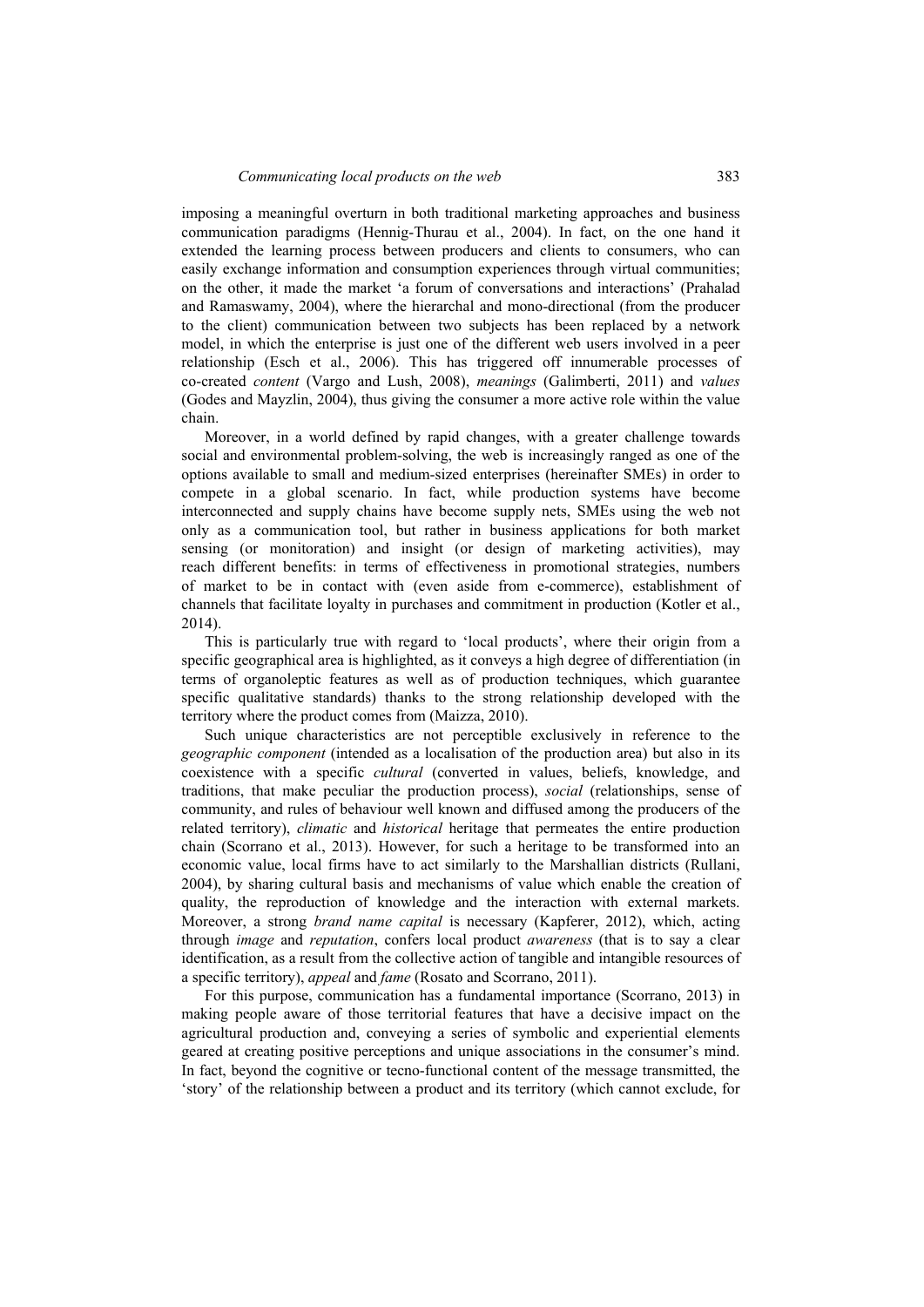imposing a meaningful overturn in both traditional marketing approaches and business communication paradigms (Hennig-Thurau et al., 2004). In fact, on the one hand it extended the learning process between producers and clients to consumers, who can easily exchange information and consumption experiences through virtual communities; on the other, it made the market 'a forum of conversations and interactions' (Prahalad and Ramaswamy, 2004), where the hierarchal and mono-directional (from the producer to the client) communication between two subjects has been replaced by a network model, in which the enterprise is just one of the different web users involved in a peer relationship (Esch et al., 2006). This has triggered off innumerable processes of co-created *content* (Vargo and Lush, 2008), *meanings* (Galimberti, 2011) and *values* (Godes and Mayzlin, 2004), thus giving the consumer a more active role within the value chain.

Moreover, in a world defined by rapid changes, with a greater challenge towards social and environmental problem-solving, the web is increasingly ranged as one of the options available to small and medium-sized enterprises (hereinafter SMEs) in order to compete in a global scenario. In fact, while production systems have become interconnected and supply chains have become supply nets, SMEs using the web not only as a communication tool, but rather in business applications for both market sensing (or monitoration) and insight (or design of marketing activities), may reach different benefits: in terms of effectiveness in promotional strategies, numbers of market to be in contact with (even aside from e-commerce), establishment of channels that facilitate loyalty in purchases and commitment in production (Kotler et al., 2014).

This is particularly true with regard to 'local products', where their origin from a specific geographical area is highlighted, as it conveys a high degree of differentiation (in terms of organoleptic features as well as of production techniques, which guarantee specific qualitative standards) thanks to the strong relationship developed with the territory where the product comes from (Maizza, 2010).

Such unique characteristics are not perceptible exclusively in reference to the *geographic component* (intended as a localisation of the production area) but also in its coexistence with a specific *cultural* (converted in values, beliefs, knowledge, and traditions, that make peculiar the production process), *social* (relationships, sense of community, and rules of behaviour well known and diffused among the producers of the related territory), *climatic* and *historical* heritage that permeates the entire production chain (Scorrano et al., 2013). However, for such a heritage to be transformed into an economic value, local firms have to act similarly to the Marshallian districts (Rullani, 2004), by sharing cultural basis and mechanisms of value which enable the creation of quality, the reproduction of knowledge and the interaction with external markets. Moreover, a strong *brand name capital* is necessary (Kapferer, 2012), which, acting through *image* and *reputation*, confers local product *awareness* (that is to say a clear identification, as a result from the collective action of tangible and intangible resources of a specific territory), *appeal* and *fame* (Rosato and Scorrano, 2011).

For this purpose, communication has a fundamental importance (Scorrano, 2013) in making people aware of those territorial features that have a decisive impact on the agricultural production and, conveying a series of symbolic and experiential elements geared at creating positive perceptions and unique associations in the consumer's mind. In fact, beyond the cognitive or tecno-functional content of the message transmitted, the 'story' of the relationship between a product and its territory (which cannot exclude, for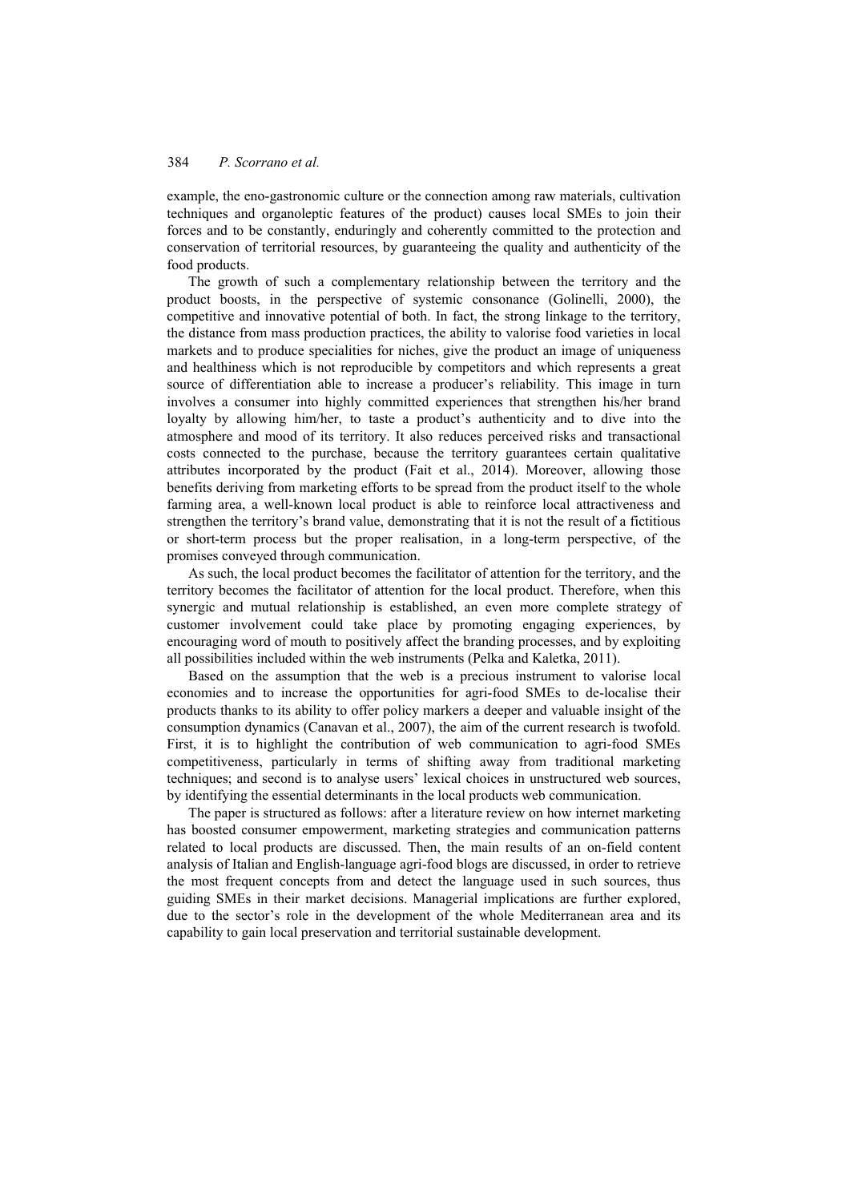example, the eno-gastronomic culture or the connection among raw materials, cultivation techniques and organoleptic features of the product) causes local SMEs to join their forces and to be constantly, enduringly and coherently committed to the protection and conservation of territorial resources, by guaranteeing the quality and authenticity of the food products.

The growth of such a complementary relationship between the territory and the product boosts, in the perspective of systemic consonance (Golinelli, 2000), the competitive and innovative potential of both. In fact, the strong linkage to the territory, the distance from mass production practices, the ability to valorise food varieties in local markets and to produce specialities for niches, give the product an image of uniqueness and healthiness which is not reproducible by competitors and which represents a great source of differentiation able to increase a producer's reliability. This image in turn involves a consumer into highly committed experiences that strengthen his/her brand loyalty by allowing him/her, to taste a product's authenticity and to dive into the atmosphere and mood of its territory. It also reduces perceived risks and transactional costs connected to the purchase, because the territory guarantees certain qualitative attributes incorporated by the product (Fait et al., 2014). Moreover, allowing those benefits deriving from marketing efforts to be spread from the product itself to the whole farming area, a well-known local product is able to reinforce local attractiveness and strengthen the territory's brand value, demonstrating that it is not the result of a fictitious or short-term process but the proper realisation, in a long-term perspective, of the promises conveyed through communication.

As such, the local product becomes the facilitator of attention for the territory, and the territory becomes the facilitator of attention for the local product. Therefore, when this synergic and mutual relationship is established, an even more complete strategy of customer involvement could take place by promoting engaging experiences, by encouraging word of mouth to positively affect the branding processes, and by exploiting all possibilities included within the web instruments (Pelka and Kaletka, 2011).

Based on the assumption that the web is a precious instrument to valorise local economies and to increase the opportunities for agri-food SMEs to de-localise their products thanks to its ability to offer policy markers a deeper and valuable insight of the consumption dynamics (Canavan et al., 2007), the aim of the current research is twofold. First, it is to highlight the contribution of web communication to agri-food SMEs competitiveness, particularly in terms of shifting away from traditional marketing techniques; and second is to analyse users' lexical choices in unstructured web sources, by identifying the essential determinants in the local products web communication.

The paper is structured as follows: after a literature review on how internet marketing has boosted consumer empowerment, marketing strategies and communication patterns related to local products are discussed. Then, the main results of an on-field content analysis of Italian and English-language agri-food blogs are discussed, in order to retrieve the most frequent concepts from and detect the language used in such sources, thus guiding SMEs in their market decisions. Managerial implications are further explored, due to the sector's role in the development of the whole Mediterranean area and its capability to gain local preservation and territorial sustainable development.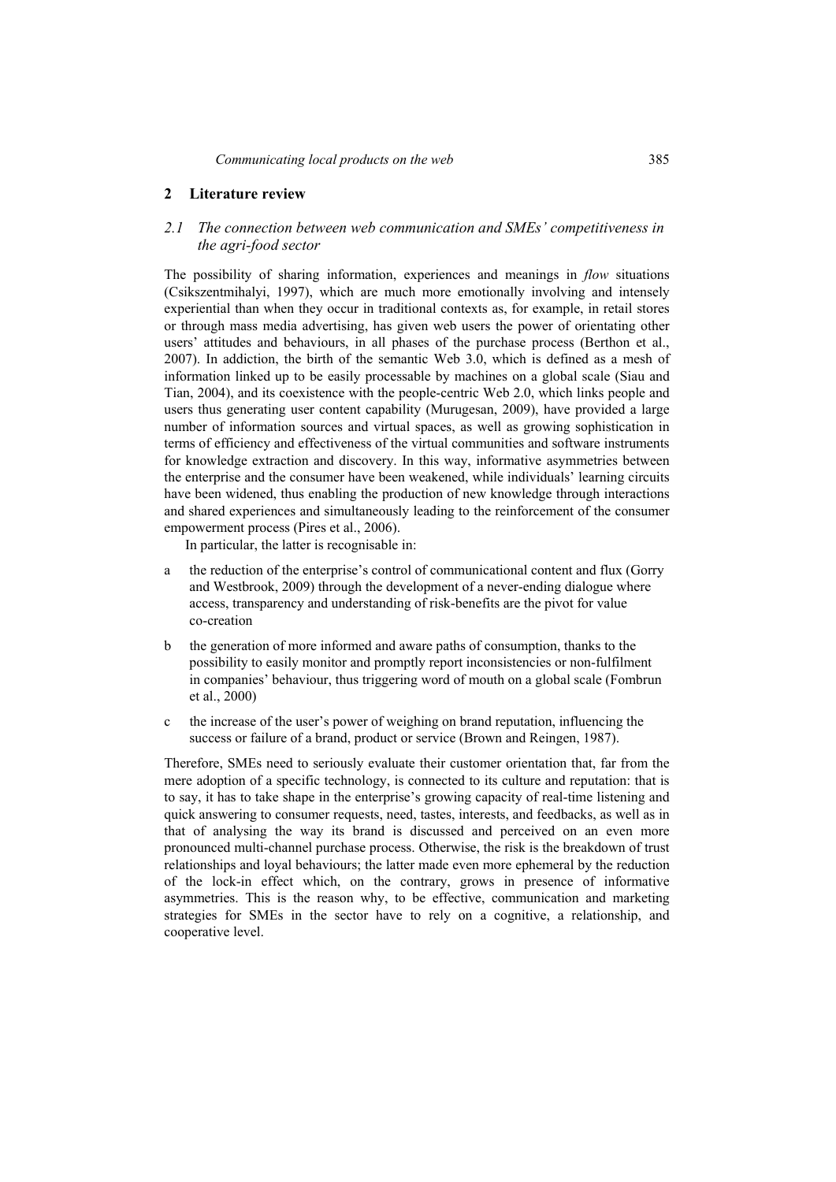## 2 Literature review

### 2.1 The connection between web communication and SMEs' competitiveness in the agri-food sector

The possibility of sharing information, experiences and meanings in *flow* situations (Csikszentmihalyi, 1997), which are much more emotionally involving and intensely experiential than when they occur in traditional contexts as, for example, in retail stores or through mass media advertising, has given web users the power of orientating other users' attitudes and behaviours, in all phases of the purchase process (Berthon et al., 2007). In addiction, the birth of the semantic Web 3.0, which is defined as a mesh of information linked up to be easily processable by machines on a global scale (Siau and Tian, 2004), and its coexistence with the people-centric Web 2.0, which links people and users thus generating user content capability (Murugesan, 2009), have provided a large number of information sources and virtual spaces, as well as growing sophistication in terms of efficiency and effectiveness of the virtual communities and software instruments for knowledge extraction and discovery. In this way, informative asymmetries between the enterprise and the consumer have been weakened, while individuals' learning circuits have been widened, thus enabling the production of new knowledge through interactions and shared experiences and simultaneously leading to the reinforcement of the consumer empowerment process (Pires et al., 2006).

In particular, the latter is recognisable in:

a the reduction of the enterprise's control of communicational content and flux (Gorry and Westbrook, 2009) through the development of a never-ending dialogue where access, transparency and understanding of risk-benefits are the pivot for value co-creation

b the generation of more informed and aware paths of consumption, thanks to the possibility to easily monitor and promptly report inconsistencies or non-fulfilment in companies' behaviour, thus triggering word of mouth on a global scale (Fombrun et al., 2000)

c the increase of the user's power of weighing on brand reputation, influencing the success or failure of a brand, product or service (Brown and Reingen, 1987).

Therefore, SMEs need to seriously evaluate their customer orientation that, far from the mere adoption of a specific technology, is connected to its culture and reputation: that is to say, it has to take shape in the enterprise's growing capacity of real-time listening and quick answering to consumer requests, need, tastes, interests, and feedbacks, as well as in that of analysing the way its brand is discussed and perceived on an even more pronounced multi-channel purchase process. Otherwise, the risk is the breakdown of trust relationships and loyal behaviours; the latter made even more ephemeral by the reduction of the lock-in effect which, on the contrary, grows in presence of informative asymmetries. This is the reason why, to be effective, communication and marketing strategies for SMEs in the sector have to rely on a cognitive, a relationship, and cooperative level.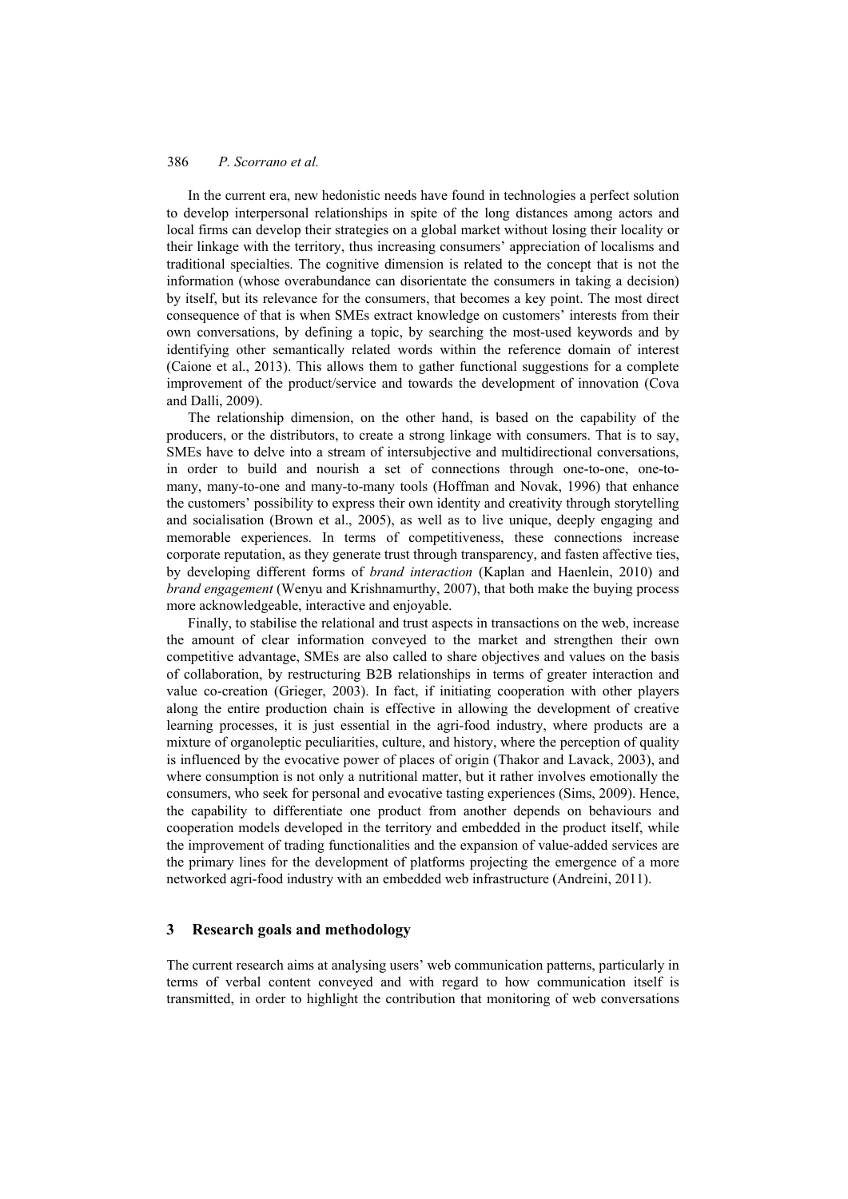In the current era, new hedonistic needs have found in technologies a perfect solution to develop interpersonal relationships in spite of the long distances among actors and local firms can develop their strategies on a global market without losing their locality or their linkage with the territory, thus increasing consumers' appreciation of localisms and traditional specialties. The cognitive dimension is related to the concept that is not the information (whose overabundance can disorientate the consumers in taking a decision) by itself, but its relevance for the consumers, that becomes a key point. The most direct consequence of that is when SMEs extract knowledge on customers' interests from their own conversations, by defining a topic, by searching the most-used keywords and by identifying other semantically related words within the reference domain of interest (Caione et al., 2013). This allows them to gather functional suggestions for a complete improvement of the product/service and towards the development of innovation (Cova and Dalli, 2009).

The relationship dimension, on the other hand, is based on the capability of the producers, or the distributors, to create a strong linkage with consumers. That is to say, SMEs have to delve into a stream of intersubjective and multidirectional conversations, in order to build and nourish a set of connections through one-to-one, one-to-many, many-to-one and many-to-many tools (Hoffman and Novak, 1996) that enhance the customers' possibility to express their own identity and creativity through storytelling and socialisation (Brown et al., 2005), as well as to live unique, deeply engaging and memorable experiences. In terms of competitiveness, these connections increase corporate reputation, as they generate trust through transparency, and fasten affective ties, by developing different forms of *brand interaction* (Kaplan and Haenlein, 2010) and *brand engagement* (Wenyu and Krishnamurthy, 2007), that both make the buying process more acknowledgeable, interactive and enjoyable.

Finally, to stabilise the relational and trust aspects in transactions on the web, increase the amount of clear information conveyed to the market and strengthen their own competitive advantage, SMEs are also called to share objectives and values on the basis of collaboration, by restructuring B2B relationships in terms of greater interaction and value co-creation (Grieger, 2003). In fact, if initiating cooperation with other players along the entire production chain is effective in allowing the development of creative learning processes, it is just essential in the agri-food industry, where products are a mixture of organoleptic peculiarities, culture, and history, where the perception of quality is influenced by the evocative power of places of origin (Thakor and Lavack, 2003), and where consumption is not only a nutritional matter, but it rather involves emotionally the consumers, who seek for personal and evocative tasting experiences (Sims, 2009). Hence, the capability to differentiate one product from another depends on behaviours and cooperation models developed in the territory and embedded in the product itself, while the improvement of trading functionalities and the expansion of value-added services are the primary lines for the development of platforms projecting the emergence of a more networked agri-food industry with an embedded web infrastructure (Andreini, 2011).

## 3 Research goals and methodology

The current research aims at analysing users' web communication patterns, particularly in terms of verbal content conveyed and with regard to how communication itself is transmitted, in order to highlight the contribution that monitoring of web conversations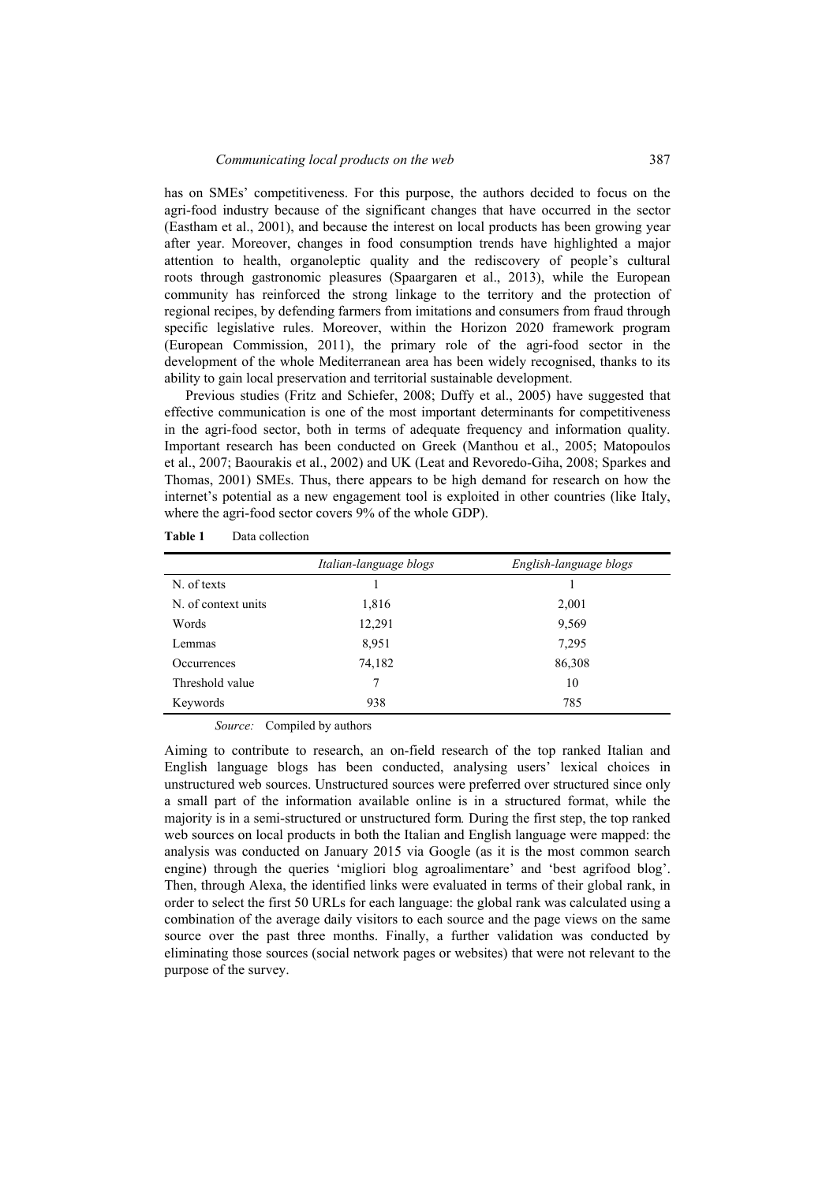has on SMEs' competitiveness. For this purpose, the authors decided to focus on the agri-food industry because of the significant changes that have occurred in the sector (Eastham et al., 2001), and because the interest on local products has been growing year after year. Moreover, changes in food consumption trends have highlighted a major attention to health, organoleptic quality and the rediscovery of people's cultural roots through gastronomic pleasures (Spaargaren et al., 2013), while the European community has reinforced the strong linkage to the territory and the protection of regional recipes, by defending farmers from imitations and consumers from fraud through specific legislative rules. Moreover, within the Horizon 2020 framework program (European Commission, 2011), the primary role of the agri-food sector in the development of the whole Mediterranean area has been widely recognised, thanks to its ability to gain local preservation and territorial sustainable development.

Previous studies (Fritz and Schiefer, 2008; Duffy et al., 2005) have suggested that effective communication is one of the most important determinants for competitiveness in the agri-food sector, both in terms of adequate frequency and information quality. Important research has been conducted on Greek (Manthou et al., 2005; Matopoulos et al., 2007; Baourakis et al., 2002) and UK (Leat and Revoredo-Giha, 2008; Sparkes and Thomas, 2001) SMEs. Thus, there appears to be high demand for research on how the internet's potential as a new engagement tool is exploited in other countries (like Italy, where the agri-food sector covers 9% of the whole GDP).

**Table 1** Data collection

| | *Italian-language blogs* | *English-language blogs* |
|---|---|---|
| N. of texts | 1 | 1 |
| N. of context units | 1,816 | 2,001 |
| Words | 12,291 | 9,569 |
| Lemmas | 8,951 | 7,295 |
| Occurrences | 74,182 | 86,308 |
| Threshold value | 7 | 10 |
| Keywords | 938 | 785 |

*Source:* Compiled by authors

Aiming to contribute to research, an on-field research of the top ranked Italian and English language blogs has been conducted, analysing users' lexical choices in unstructured web sources. Unstructured sources were preferred over structured since only a small part of the information available online is in a structured format, while the majority is in a semi-structured or unstructured form. During the first step, the top ranked web sources on local products in both the Italian and English language were mapped: the analysis was conducted on January 2015 via Google (as it is the most common search engine) through the queries 'migliori blog agroalimentare' and 'best agrifood blog'. Then, through Alexa, the identified links were evaluated in terms of their global rank, in order to select the first 50 URLs for each language: the global rank was calculated using a combination of the average daily visitors to each source and the page views on the same source over the past three months. Finally, a further validation was conducted by eliminating those sources (social network pages or websites) that were not relevant to the purpose of the survey.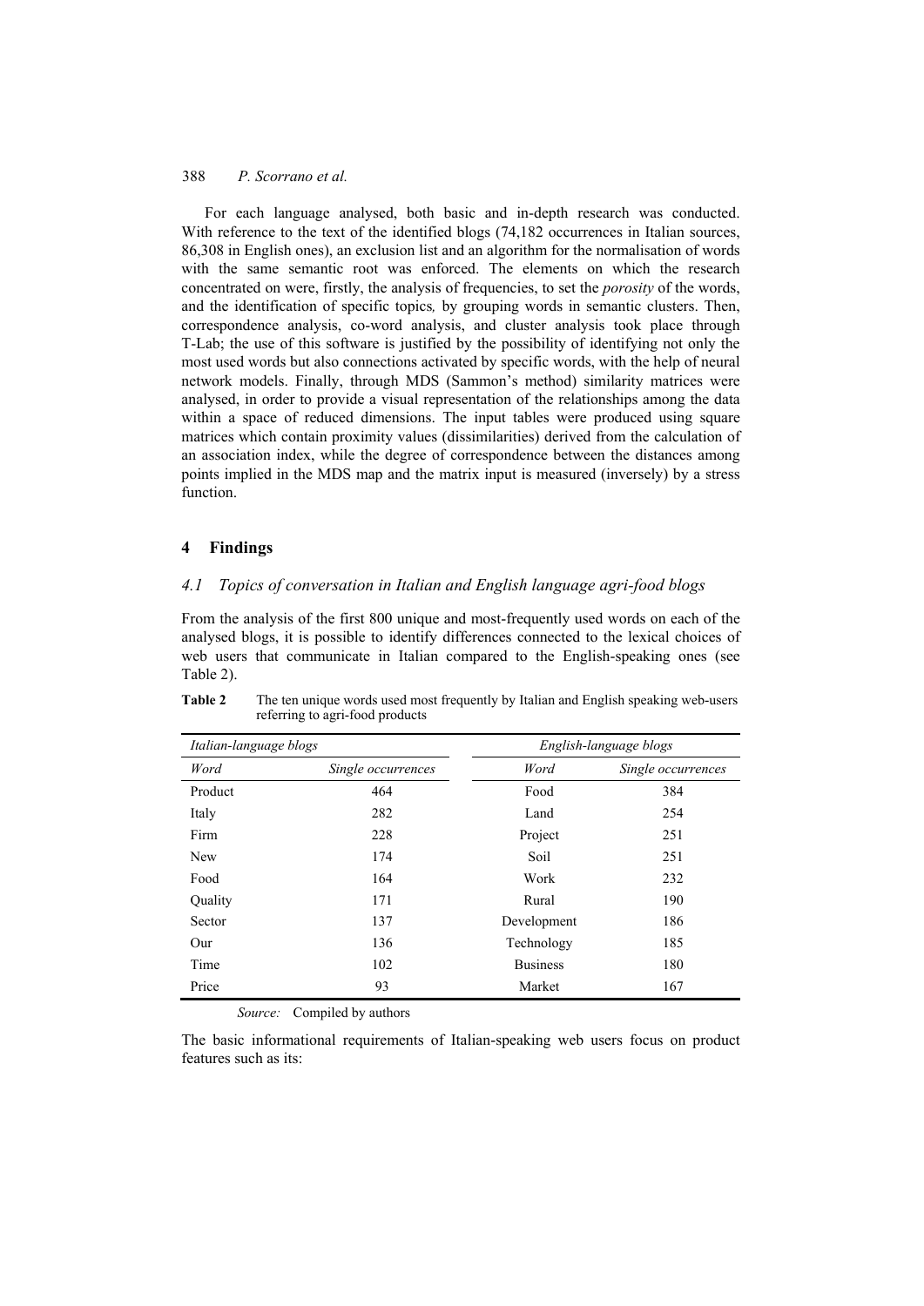For each language analysed, both basic and in-depth research was conducted. With reference to the text of the identified blogs (74,182 occurrences in Italian sources, 86,308 in English ones), an exclusion list and an algorithm for the normalisation of words with the same semantic root was enforced. The elements on which the research concentrated on were, firstly, the analysis of frequencies, to set the *porosity* of the words, and the identification of specific topics*,* by grouping words in semantic clusters. Then, correspondence analysis, co-word analysis, and cluster analysis took place through T-Lab; the use of this software is justified by the possibility of identifying not only the most used words but also connections activated by specific words, with the help of neural network models. Finally, through MDS (Sammon's method) similarity matrices were analysed, in order to provide a visual representation of the relationships among the data within a space of reduced dimensions. The input tables were produced using square matrices which contain proximity values (dissimilarities) derived from the calculation of an association index, while the degree of correspondence between the distances among points implied in the MDS map and the matrix input is measured (inversely) by a stress function.

## 4 Findings

### *4.1 Topics of conversation in Italian and English language agri-food blogs*

From the analysis of the first 800 unique and most-frequently used words on each of the analysed blogs, it is possible to identify differences connected to the lexical choices of web users that communicate in Italian compared to the English-speaking ones (see Table 2).

**Table 2** The ten unique words used most frequently by Italian and English speaking web-users referring to agri-food products

| *Italian-language blogs* | | *English-language blogs* | |
|---|---|---|---|
| *Word* | *Single occurrences* | *Word* | *Single occurrences* |
| Product | 464 | Food | 384 |
| Italy | 282 | Land | 254 |
| Firm | 228 | Project | 251 |
| New | 174 | Soil | 251 |
| Food | 164 | Work | 232 |
| Quality | 171 | Rural | 190 |
| Sector | 137 | Development | 186 |
| Our | 136 | Technology | 185 |
| Time | 102 | Business | 180 |
| Price | 93 | Market | 167 |

*Source:* Compiled by authors

The basic informational requirements of Italian-speaking web users focus on product features such as its: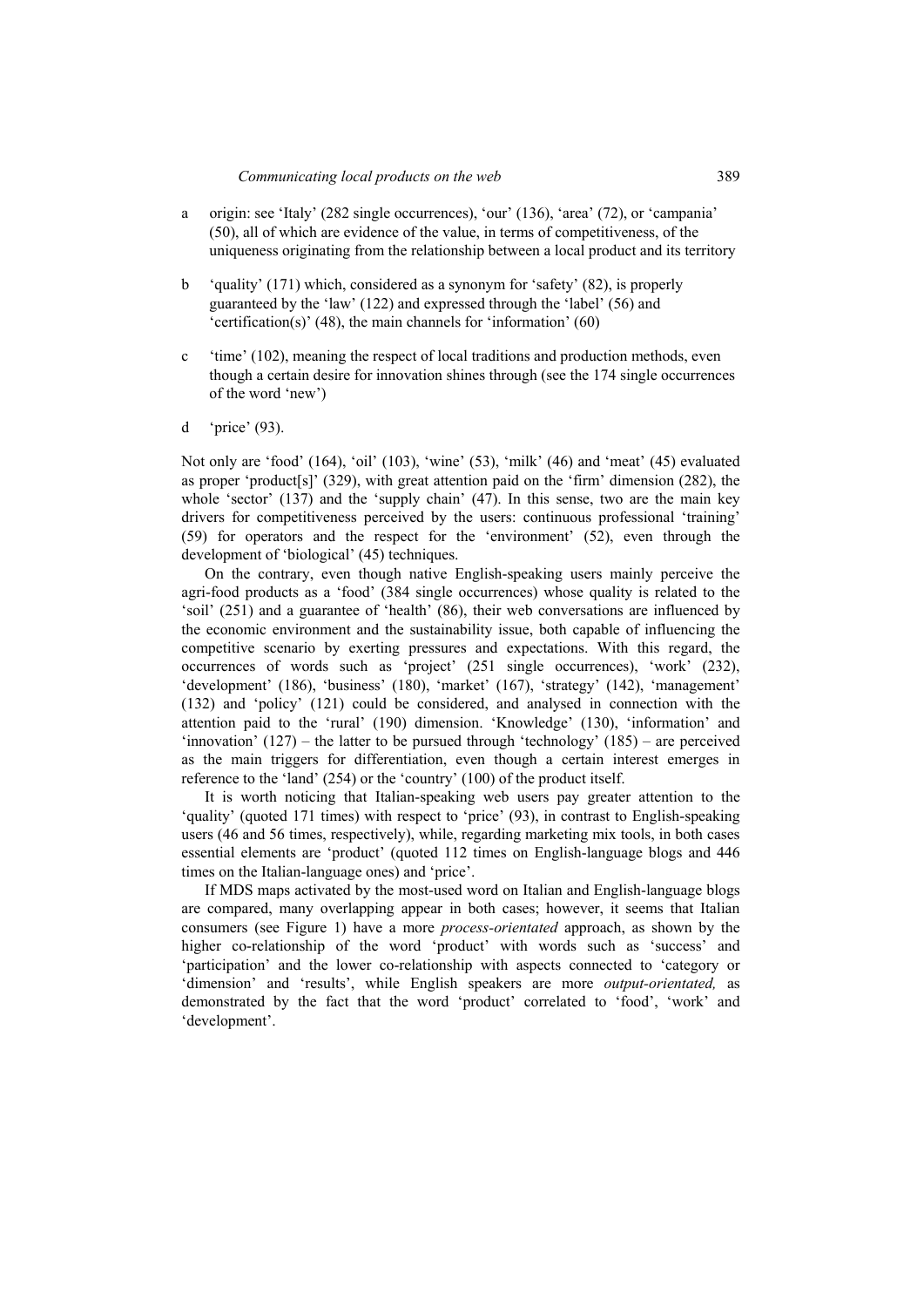a origin: see 'Italy' (282 single occurrences), 'our' (136), 'area' (72), or 'campania' (50), all of which are evidence of the value, in terms of competitiveness, of the uniqueness originating from the relationship between a local product and its territory

b 'quality' (171) which, considered as a synonym for 'safety' (82), is properly guaranteed by the 'law' (122) and expressed through the 'label' (56) and 'certification(s)' (48), the main channels for 'information' (60)

c 'time' (102), meaning the respect of local traditions and production methods, even though a certain desire for innovation shines through (see the 174 single occurrences of the word 'new')

d 'price' (93).

Not only are 'food' (164), 'oil' (103), 'wine' (53), 'milk' (46) and 'meat' (45) evaluated as proper 'product[s]' (329), with great attention paid on the 'firm' dimension (282), the whole 'sector' (137) and the 'supply chain' (47). In this sense, two are the main key drivers for competitiveness perceived by the users: continuous professional 'training' (59) for operators and the respect for the 'environment' (52), even through the development of 'biological' (45) techniques.

On the contrary, even though native English-speaking users mainly perceive the agri-food products as a 'food' (384 single occurrences) whose quality is related to the 'soil' (251) and a guarantee of 'health' (86), their web conversations are influenced by the economic environment and the sustainability issue, both capable of influencing the competitive scenario by exerting pressures and expectations. With this regard, the occurrences of words such as 'project' (251 single occurrences), 'work' (232), 'development' (186), 'business' (180), 'market' (167), 'strategy' (142), 'management' (132) and 'policy' (121) could be considered, and analysed in connection with the attention paid to the 'rural' (190) dimension. 'Knowledge' (130), 'information' and 'innovation' (127) – the latter to be pursued through 'technology' (185) – are perceived as the main triggers for differentiation, even though a certain interest emerges in reference to the 'land' (254) or the 'country' (100) of the product itself.

It is worth noticing that Italian-speaking web users pay greater attention to the 'quality' (quoted 171 times) with respect to 'price' (93), in contrast to English-speaking users (46 and 56 times, respectively), while, regarding marketing mix tools, in both cases essential elements are 'product' (quoted 112 times on English-language blogs and 446 times on the Italian-language ones) and 'price'.

If MDS maps activated by the most-used word on Italian and English-language blogs are compared, many overlapping appear in both cases; however, it seems that Italian consumers (see Figure 1) have a more *process-orientated* approach, as shown by the higher co-relationship of the word 'product' with words such as 'success' and 'participation' and the lower co-relationship with aspects connected to 'category or 'dimension' and 'results', while English speakers are more *output-orientated,* as demonstrated by the fact that the word 'product' correlated to 'food', 'work' and 'development'.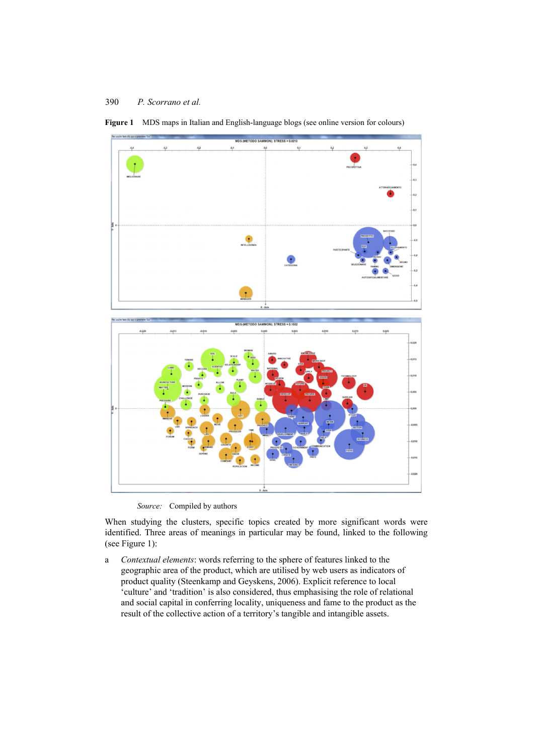**Figure 1** MDS maps in Italian and English-language blogs (see online version for colours)

*Source:* Compiled by authors

When studying the clusters, specific topics created by more significant words were identified. Three areas of meanings in particular may be found, linked to the following (see Figure 1):

a *Contextual elements*: words referring to the sphere of features linked to the geographic area of the product, which are utilised by web users as indicators of product quality (Steenkamp and Geyskens, 2006). Explicit reference to local 'culture' and 'tradition' is also considered, thus emphasising the role of relational and social capital in conferring locality, uniqueness and fame to the product as the result of the collective action of a territory's tangible and intangible assets.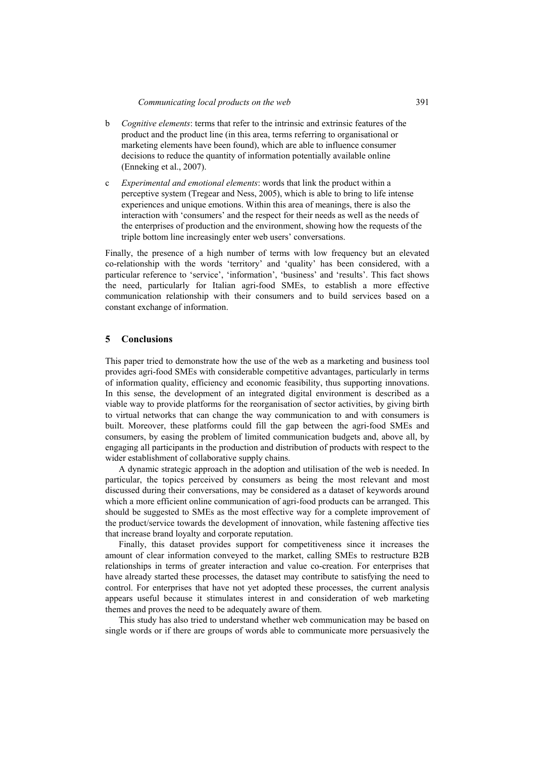b *Cognitive elements*: terms that refer to the intrinsic and extrinsic features of the product and the product line (in this area, terms referring to organisational or marketing elements have been found), which are able to influence consumer decisions to reduce the quantity of information potentially available online (Enneking et al., 2007).

c *Experimental and emotional elements*: words that link the product within a perceptive system (Tregear and Ness, 2005), which is able to bring to life intense experiences and unique emotions. Within this area of meanings, there is also the interaction with 'consumers' and the respect for their needs as well as the needs of the enterprises of production and the environment, showing how the requests of the triple bottom line increasingly enter web users' conversations.

Finally, the presence of a high number of terms with low frequency but an elevated co-relationship with the words 'territory' and 'quality' has been considered, with a particular reference to 'service', 'information', 'business' and 'results'. This fact shows the need, particularly for Italian agri-food SMEs, to establish a more effective communication relationship with their consumers and to build services based on a constant exchange of information.

## 5 Conclusions

This paper tried to demonstrate how the use of the web as a marketing and business tool provides agri-food SMEs with considerable competitive advantages, particularly in terms of information quality, efficiency and economic feasibility, thus supporting innovations. In this sense, the development of an integrated digital environment is described as a viable way to provide platforms for the reorganisation of sector activities, by giving birth to virtual networks that can change the way communication to and with consumers is built. Moreover, these platforms could fill the gap between the agri-food SMEs and consumers, by easing the problem of limited communication budgets and, above all, by engaging all participants in the production and distribution of products with respect to the wider establishment of collaborative supply chains.

A dynamic strategic approach in the adoption and utilisation of the web is needed. In particular, the topics perceived by consumers as being the most relevant and most discussed during their conversations, may be considered as a dataset of keywords around which a more efficient online communication of agri-food products can be arranged. This should be suggested to SMEs as the most effective way for a complete improvement of the product/service towards the development of innovation, while fastening affective ties that increase brand loyalty and corporate reputation.

Finally, this dataset provides support for competitiveness since it increases the amount of clear information conveyed to the market, calling SMEs to restructure B2B relationships in terms of greater interaction and value co-creation. For enterprises that have already started these processes, the dataset may contribute to satisfying the need to control. For enterprises that have not yet adopted these processes, the current analysis appears useful because it stimulates interest in and consideration of web marketing themes and proves the need to be adequately aware of them.

This study has also tried to understand whether web communication may be based on single words or if there are groups of words able to communicate more persuasively the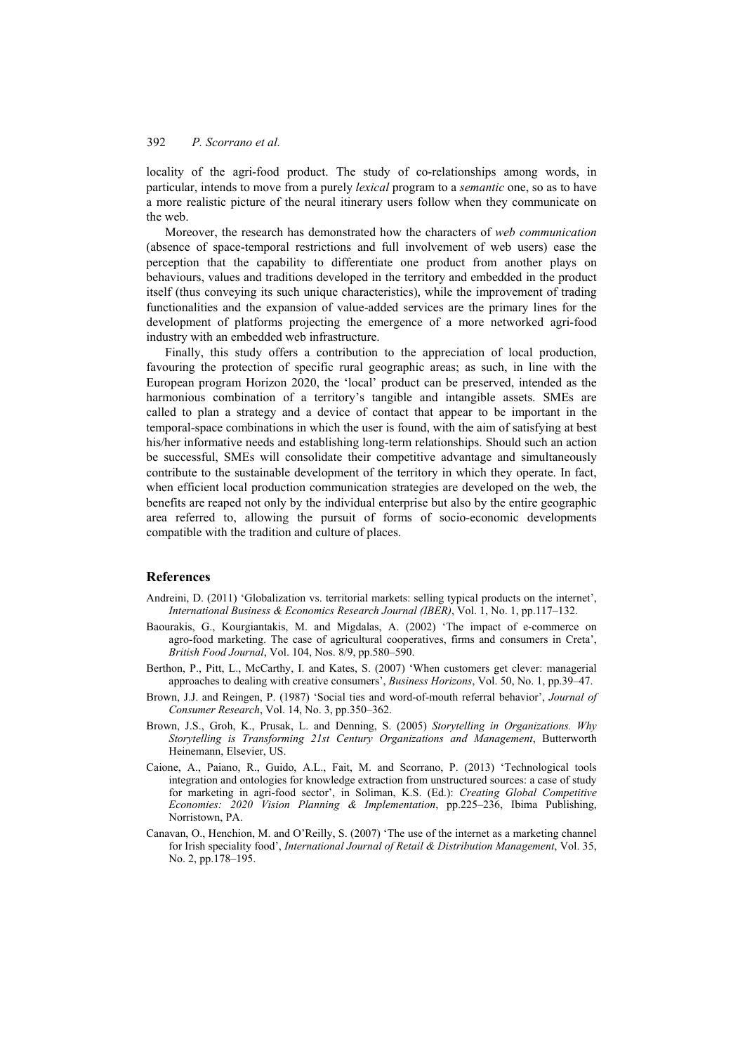locality of the agri-food product. The study of co-relationships among words, in particular, intends to move from a purely *lexical* program to a *semantic* one, so as to have a more realistic picture of the neural itinerary users follow when they communicate on the web.

Moreover, the research has demonstrated how the characters of *web communication* (absence of space-temporal restrictions and full involvement of web users) ease the perception that the capability to differentiate one product from another plays on behaviours, values and traditions developed in the territory and embedded in the product itself (thus conveying its such unique characteristics), while the improvement of trading functionalities and the expansion of value-added services are the primary lines for the development of platforms projecting the emergence of a more networked agri-food industry with an embedded web infrastructure.

Finally, this study offers a contribution to the appreciation of local production, favouring the protection of specific rural geographic areas; as such, in line with the European program Horizon 2020, the 'local' product can be preserved, intended as the harmonious combination of a territory's tangible and intangible assets. SMEs are called to plan a strategy and a device of contact that appear to be important in the temporal-space combinations in which the user is found, with the aim of satisfying at best his/her informative needs and establishing long-term relationships. Should such an action be successful, SMEs will consolidate their competitive advantage and simultaneously contribute to the sustainable development of the territory in which they operate. In fact, when efficient local production communication strategies are developed on the web, the benefits are reaped not only by the individual enterprise but also by the entire geographic area referred to, allowing the pursuit of forms of socio-economic developments compatible with the tradition and culture of places.

## References

Andreini, D. (2011) 'Globalization vs. territorial markets: selling typical products on the internet', *International Business & Economics Research Journal (IBER)*, Vol. 1, No. 1, pp.117–132.

Baourakis, G., Kourgiantakis, M. and Migdalas, A. (2002) 'The impact of e-commerce on agro-food marketing. The case of agricultural cooperatives, firms and consumers in Creta', *British Food Journal*, Vol. 104, Nos. 8/9, pp.580–590.

Berthon, P., Pitt, L., McCarthy, I. and Kates, S. (2007) 'When customers get clever: managerial approaches to dealing with creative consumers', *Business Horizons*, Vol. 50, No. 1, pp.39–47.

Brown, J.J. and Reingen, P. (1987) 'Social ties and word-of-mouth referral behavior', *Journal of Consumer Research*, Vol. 14, No. 3, pp.350–362.

Brown, J.S., Groh, K., Prusak, L. and Denning, S. (2005) *Storytelling in Organizations. Why Storytelling is Transforming 21st Century Organizations and Management*, Butterworth Heinemann, Elsevier, US.

Caione, A., Paiano, R., Guido, A.L., Fait, M. and Scorrano, P. (2013) 'Technological tools integration and ontologies for knowledge extraction from unstructured sources: a case of study for marketing in agri-food sector', in Soliman, K.S. (Ed.): *Creating Global Competitive Economies: 2020 Vision Planning & Implementation*, pp.225–236, Ibima Publishing, Norristown, PA.

Canavan, O., Henchion, M. and O'Reilly, S. (2007) 'The use of the internet as a marketing channel for Irish speciality food', *International Journal of Retail & Distribution Management*, Vol. 35, No. 2, pp.178–195.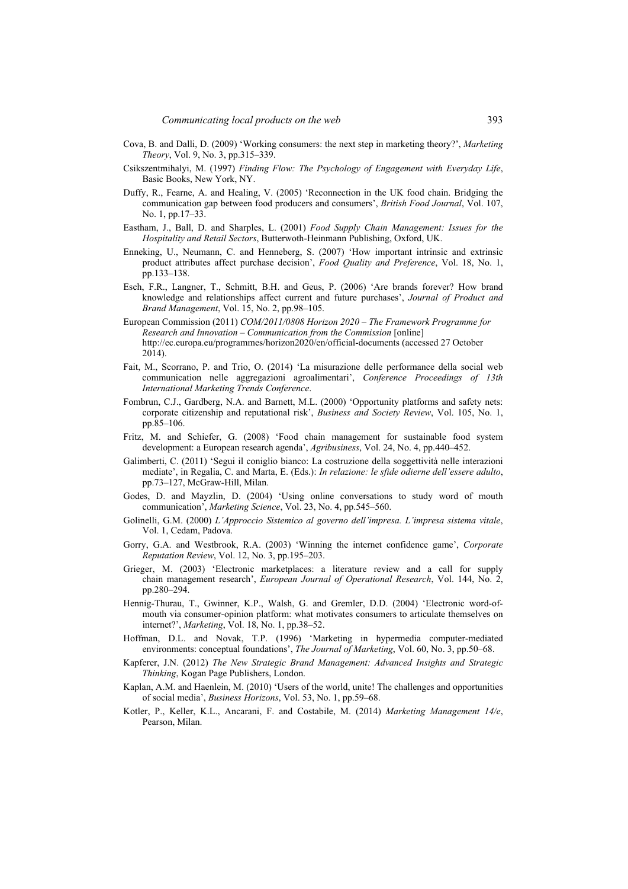Cova, B. and Dalli, D. (2009) 'Working consumers: the next step in marketing theory?', *Marketing Theory*, Vol. 9, No. 3, pp.315–339.

Csikszentmihalyi, M. (1997) *Finding Flow: The Psychology of Engagement with Everyday Life*, Basic Books, New York, NY.

Duffy, R., Fearne, A. and Healing, V. (2005) 'Reconnection in the UK food chain. Bridging the communication gap between food producers and consumers', *British Food Journal*, Vol. 107, No. 1, pp.17–33.

Eastham, J., Ball, D. and Sharples, L. (2001) *Food Supply Chain Management: Issues for the Hospitality and Retail Sectors*, Butterworth-Heinmann Publishing, Oxford, UK.

Enneking, U., Neumann, C. and Henneberg, S. (2007) 'How important intrinsic and extrinsic product attributes affect purchase decision', *Food Quality and Preference*, Vol. 18, No. 1, pp.133–138.

Esch, F.R., Langner, T., Schmitt, B.H. and Geus, P. (2006) 'Are brands forever? How brand knowledge and relationships affect current and future purchases', *Journal of Product and Brand Management*, Vol. 15, No. 2, pp.98–105.

European Commission (2011) *COM/2011/0808 Horizon 2020 – The Framework Programme for Research and Innovation – Communication from the Commission* [online] http://ec.europa.eu/programmes/horizon2020/en/official-documents (accessed 27 October 2014).

Fait, M., Scorrano, P. and Trio, O. (2014) 'La misurazione delle performance della social web communication nelle aggregazioni agroalimentari', *Conference Proceedings of 13th International Marketing Trends Conference*.

Fombrun, C.J., Gardberg, N.A. and Barnett, M.L. (2000) 'Opportunity platforms and safety nets: corporate citizenship and reputational risk', *Business and Society Review*, Vol. 105, No. 1, pp.85–106.

Fritz, M. and Schiefer, G. (2008) 'Food chain management for sustainable food system development: a European research agenda', *Agribusiness*, Vol. 24, No. 4, pp.440–452.

Galimberti, C. (2011) 'Segui il coniglio bianco: La costruzione della soggettività nelle interazioni mediate', in Regalia, C. and Marta, E. (Eds.): *In relazione: le sfide odierne dell'essere adulto*, pp.73–127, McGraw-Hill, Milan.

Godes, D. and Mayzlin, D. (2004) 'Using online conversations to study word of mouth communication', *Marketing Science*, Vol. 23, No. 4, pp.545–560.

Golinelli, G.M. (2000) *L'Approccio Sistemico al governo dell'impresa. L'impresa sistema vitale*, Vol. 1, Cedam, Padova.

Gorry, G.A. and Westbrook, R.A. (2003) 'Winning the internet confidence game', *Corporate Reputation Review*, Vol. 12, No. 3, pp.195–203.

Grieger, M. (2003) 'Electronic marketplaces: a literature review and a call for supply chain management research', *European Journal of Operational Research*, Vol. 144, No. 2, pp.280–294.

Hennig-Thurau, T., Gwinner, K.P., Walsh, G. and Gremler, D.D. (2004) 'Electronic word-of-mouth via consumer-opinion platform: what motivates consumers to articulate themselves on internet?', *Marketing*, Vol. 18, No. 1, pp.38–52.

Hoffman, D.L. and Novak, T.P. (1996) 'Marketing in hypermedia computer-mediated environments: conceptual foundations', *The Journal of Marketing*, Vol. 60, No. 3, pp.50–68.

Kapferer, J.N. (2012) *The New Strategic Brand Management: Advanced Insights and Strategic Thinking*, Kogan Page Publishers, London.

Kaplan, A.M. and Haenlein, M. (2010) 'Users of the world, unite! The challenges and opportunities of social media', *Business Horizons*, Vol. 53, No. 1, pp.59–68.

Kotler, P., Keller, K.L., Ancarani, F. and Costabile, M. (2014) *Marketing Management 14/e*, Pearson, Milan.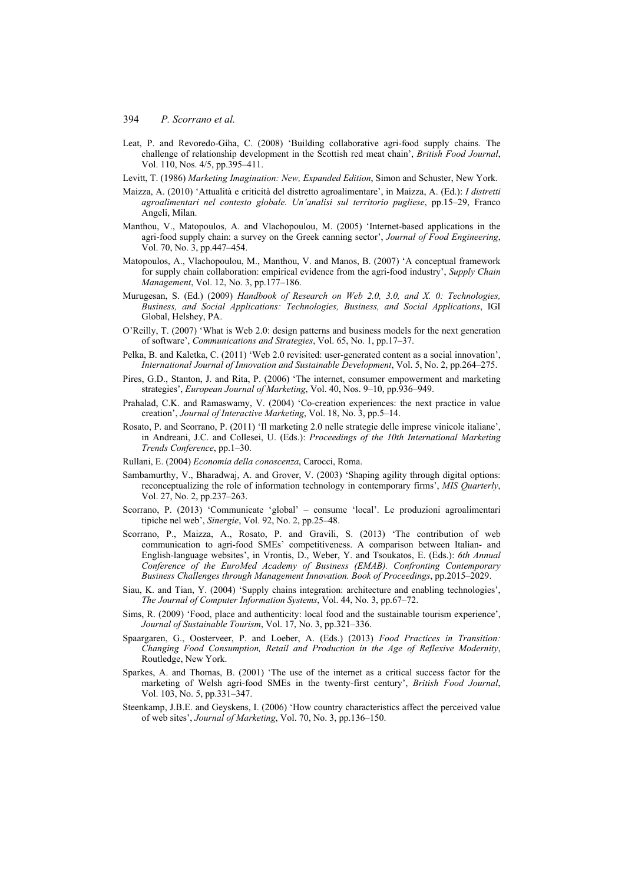Leat, P. and Revoredo-Giha, C. (2008) 'Building collaborative agri-food supply chains. The challenge of relationship development in the Scottish red meat chain', *British Food Journal*, Vol. 110, Nos. 4/5, pp.395–411.

Levitt, T. (1986) *Marketing Imagination: New, Expanded Edition*, Simon and Schuster, New York.

Maizza, A. (2010) 'Attualità e criticità del distretto agroalimentare', in Maizza, A. (Ed.): *I distretti agroalimentari nel contesto globale. Un'analisi sul territorio pugliese*, pp.15–29, Franco Angeli, Milan.

Manthou, V., Matopoulos, A. and Vlachopoulou, M. (2005) 'Internet-based applications in the agri-food supply chain: a survey on the Greek canning sector', *Journal of Food Engineering*, Vol. 70, No. 3, pp.447–454.

Matopoulos, A., Vlachopoulou, M., Manthou, V. and Manos, B. (2007) 'A conceptual framework for supply chain collaboration: empirical evidence from the agri-food industry', *Supply Chain Management*, Vol. 12, No. 3, pp.177–186.

Murugesan, S. (Ed.) (2009) *Handbook of Research on Web 2.0, 3.0, and X. 0: Technologies, Business, and Social Applications: Technologies, Business, and Social Applications*, IGI Global, Helshey, PA.

O'Reilly, T. (2007) 'What is Web 2.0: design patterns and business models for the next generation of software', *Communications and Strategies*, Vol. 65, No. 1, pp.17–37.

Pelka, B. and Kaletka, C. (2011) 'Web 2.0 revisited: user-generated content as a social innovation', *International Journal of Innovation and Sustainable Development*, Vol. 5, No. 2, pp.264–275.

Pires, G.D., Stanton, J. and Rita, P. (2006) 'The internet, consumer empowerment and marketing strategies', *European Journal of Marketing*, Vol. 40, Nos. 9–10, pp.936–949.

Prahalad, C.K. and Ramaswamy, V. (2004) 'Co-creation experiences: the next practice in value creation', *Journal of Interactive Marketing*, Vol. 18, No. 3, pp.5–14.

Rosato, P. and Scorrano, P. (2011) 'Il marketing 2.0 nelle strategie delle imprese vinicole italiane', in Andreani, J.C. and Collesei, U. (Eds.): *Proceedings of the 10th International Marketing Trends Conference*, pp.1–30.

Rullani, E. (2004) *Economia della conoscenza*, Carocci, Roma.

Sambamurthy, V., Bharadwaj, A. and Grover, V. (2003) 'Shaping agility through digital options: reconceptualizing the role of information technology in contemporary firms', *MIS Quarterly*, Vol. 27, No. 2, pp.237–263.

Scorrano, P. (2013) 'Communicate 'global' – consume 'local'. Le produzioni agroalimentari tipiche nel web', *Sinergie*, Vol. 92, No. 2, pp.25–48.

Scorrano, P., Maizza, A., Rosato, P. and Gravili, S. (2013) 'The contribution of web communication to agri-food SMEs' competitiveness. A comparison between Italian- and English-language websites', in Vrontis, D., Weber, Y. and Tsoukatos, E. (Eds.): *6th Annual Conference of the EuroMed Academy of Business (EMAB). Confronting Contemporary Business Challenges through Management Innovation. Book of Proceedings*, pp.2015–2029.

Siau, K. and Tian, Y. (2004) 'Supply chains integration: architecture and enabling technologies', *The Journal of Computer Information Systems*, Vol. 44, No. 3, pp.67–72.

Sims, R. (2009) 'Food, place and authenticity: local food and the sustainable tourism experience', *Journal of Sustainable Tourism*, Vol. 17, No. 3, pp.321–336.

Spaargaren, G., Oosterveer, P. and Loeber, A. (Eds.) (2013) *Food Practices in Transition: Changing Food Consumption, Retail and Production in the Age of Reflexive Modernity*, Routledge, New York.

Sparkes, A. and Thomas, B. (2001) 'The use of the internet as a critical success factor for the marketing of Welsh agri-food SMEs in the twenty-first century', *British Food Journal*, Vol. 103, No. 5, pp.331–347.

Steenkamp, J.B.E. and Geyskens, I. (2006) 'How country characteristics affect the perceived value of web sites', *Journal of Marketing*, Vol. 70, No. 3, pp.136–150.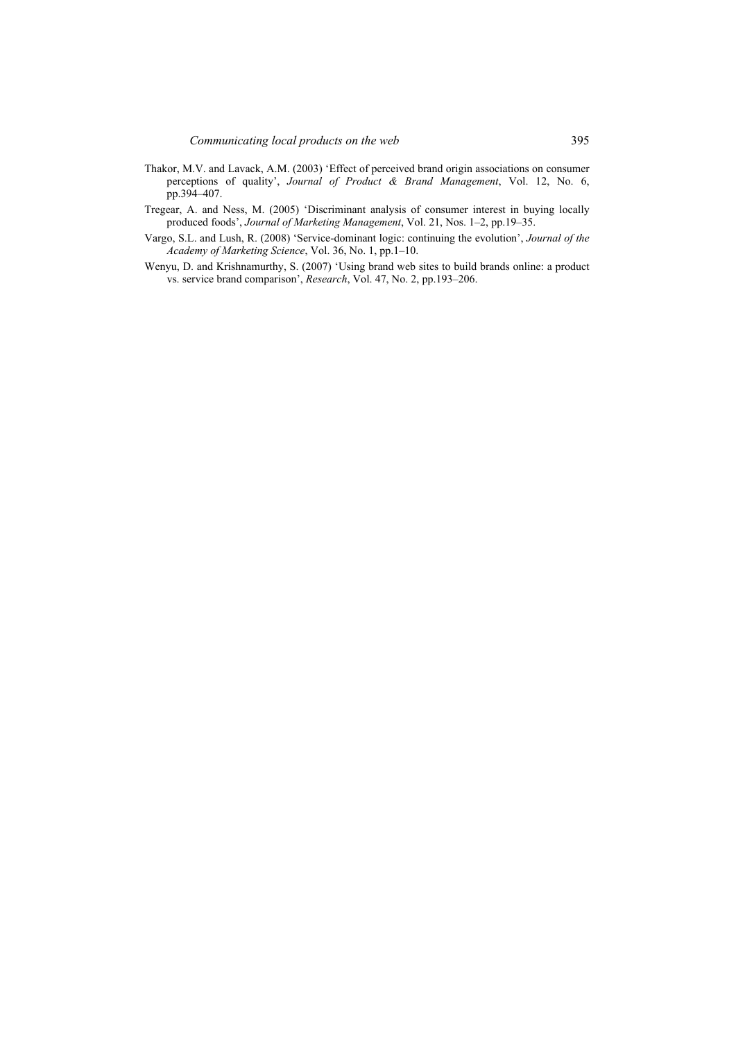Thakor, M.V. and Lavack, A.M. (2003) 'Effect of perceived brand origin associations on consumer perceptions of quality', *Journal of Product & Brand Management*, Vol. 12, No. 6, pp.394–407.

Tregear, A. and Ness, M. (2005) 'Discriminant analysis of consumer interest in buying locally produced foods', *Journal of Marketing Management*, Vol. 21, Nos. 1–2, pp.19–35.

Vargo, S.L. and Lush, R. (2008) 'Service-dominant logic: continuing the evolution', *Journal of the Academy of Marketing Science*, Vol. 36, No. 1, pp.1–10.

Wenyu, D. and Krishnamurthy, S. (2007) 'Using brand web sites to build brands online: a product vs. service brand comparison', *Research*, Vol. 47, No. 2, pp.193–206.